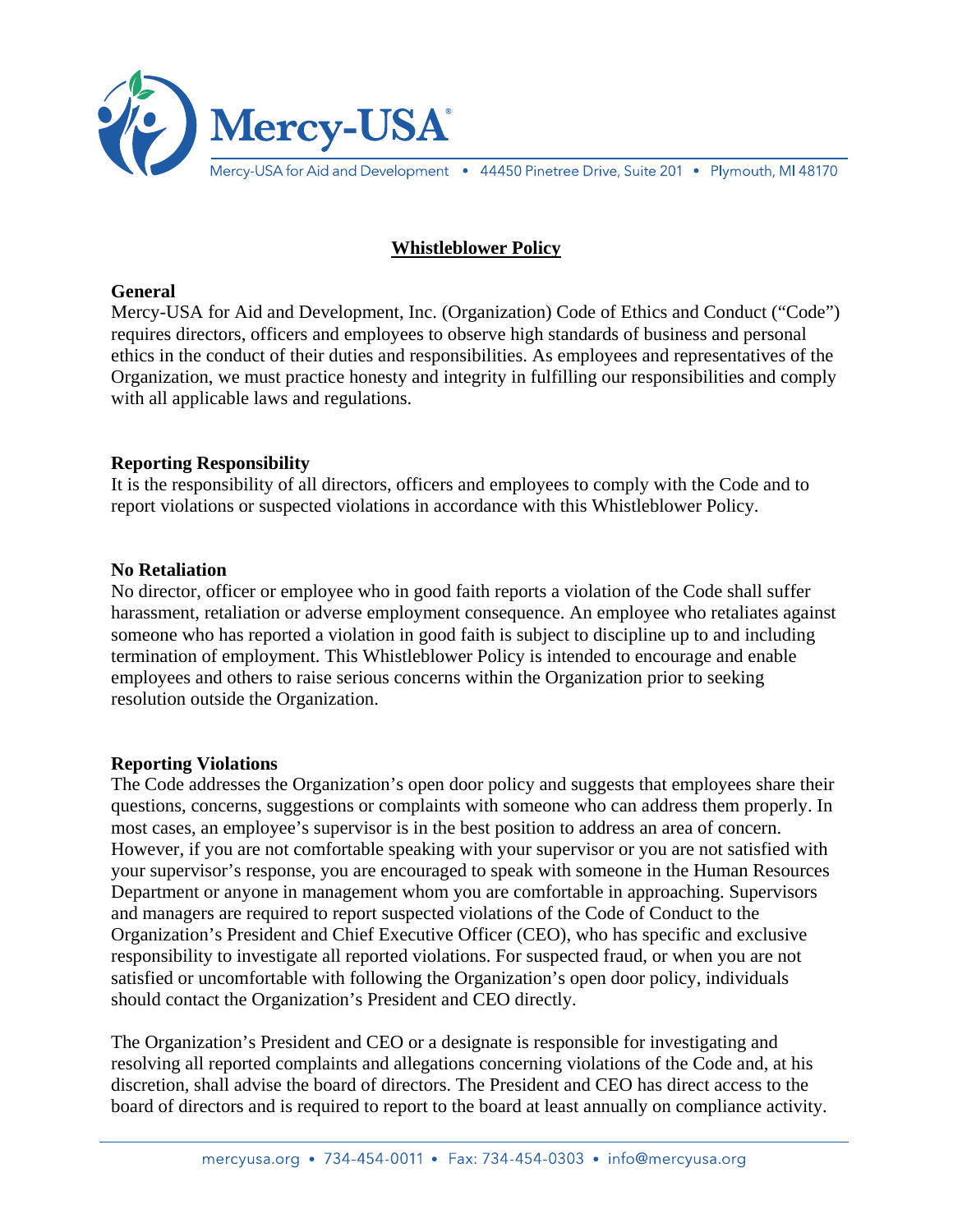# Whistleblower Policy

**General**

Mercy-USA for Aid and Development, Inc. (Organization) Code of Ethics and Conduct ("Code") requires directors, officers and employees to observe high standards of business and personal ethics in the conduct of their duties and responsibilities. As employees and representatives of the Organization, we must practice honesty and integrity in fulfilling our responsibilities and comply with all applicable laws and regulations.

**Reporting Responsibility**

It is the responsibility of all directors, officers and employees to comply with the Code and to report violations or suspected violations in accordance with this Whistleblower Policy.

**No Retaliation**

No director, officer or employee who in good faith reports a violation of the Code shall suffer harassment, retaliation or adverse employment consequence. An employee who retaliates against someone who has reported a violation in good faith is subject to discipline up to and including termination of employment. This Whistleblower Policy is intended to encourage and enable employees and others to raise serious concerns within the Organization prior to seeking resolution outside the Organization.

**Reporting Violations**

The Code addresses the Organization's open door policy and suggests that employees share their questions, concerns, suggestions or complaints with someone who can address them properly. In most cases, an employee's supervisor is in the best position to address an area of concern. However, if you are not comfortable speaking with your supervisor or you are not satisfied with your supervisor's response, you are encouraged to speak with someone in the Human Resources Department or anyone in management whom you are comfortable in approaching. Supervisors and managers are required to report suspected violations of the Code of Conduct to the Organization's President and Chief Executive Officer (CEO), who has specific and exclusive responsibility to investigate all reported violations. For suspected fraud, or when you are not satisfied or uncomfortable with following the Organization's open door policy, individuals should contact the Organization's President and CEO directly.

The Organization's President and CEO or a designate is responsible for investigating and resolving all reported complaints and allegations concerning violations of the Code and, at his discretion, shall advise the board of directors. The President and CEO has direct access to the board of directors and is required to report to the board at least annually on compliance activity.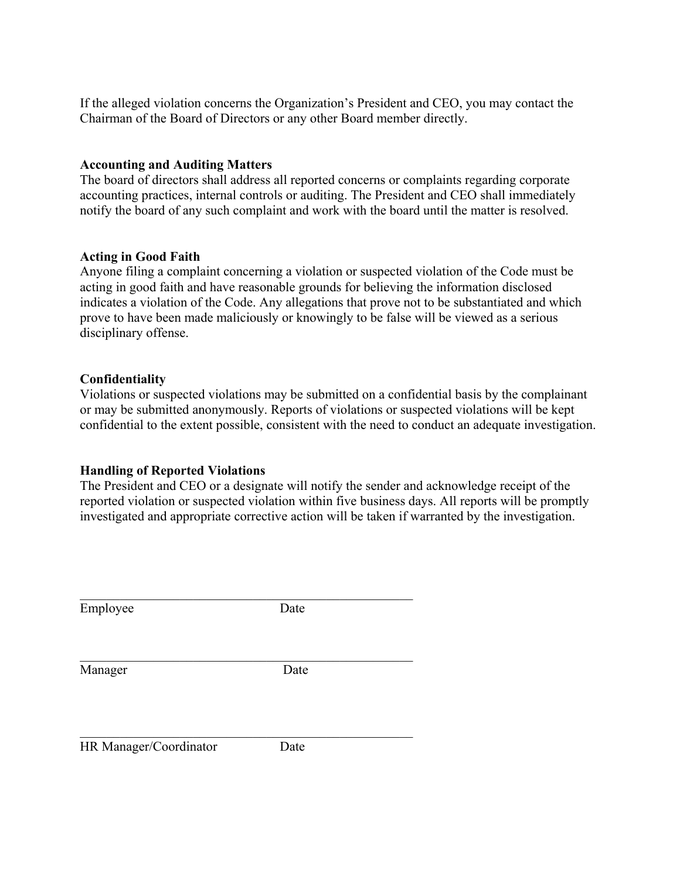If the alleged violation concerns the Organization's President and CEO, you may contact the Chairman of the Board of Directors or any other Board member directly.

**Accounting and Auditing Matters**

The board of directors shall address all reported concerns or complaints regarding corporate accounting practices, internal controls or auditing. The President and CEO shall immediately notify the board of any such complaint and work with the board until the matter is resolved.

**Acting in Good Faith**

Anyone filing a complaint concerning a violation or suspected violation of the Code must be acting in good faith and have reasonable grounds for believing the information disclosed indicates a violation of the Code. Any allegations that prove not to be substantiated and which prove to have been made maliciously or knowingly to be false will be viewed as a serious disciplinary offense.

**Confidentiality**

Violations or suspected violations may be submitted on a confidential basis by the complainant or may be submitted anonymously. Reports of violations or suspected violations will be kept confidential to the extent possible, consistent with the need to conduct an adequate investigation.

**Handling of Reported Violations**

The President and CEO or a designate will notify the sender and acknowledge receipt of the reported violation or suspected violation within five business days. All reports will be promptly investigated and appropriate corrective action will be taken if warranted by the investigation.

\_\_\_\_\_\_\_\_\_\_\_\_\_\_\_\_\_\_\_\_\_\_\_\_\_\_\_\_\_\_\_\_\_\_\_\_\_\_\_\_\_\_\_\_\_\_\_\_

Employee Date

\_\_\_\_\_\_\_\_\_\_\_\_\_\_\_\_\_\_\_\_\_\_\_\_\_\_\_\_\_\_\_\_\_\_\_\_\_\_\_\_\_\_\_\_\_\_\_\_

Manager Date

\_\_\_\_\_\_\_\_\_\_\_\_\_\_\_\_\_\_\_\_\_\_\_\_\_\_\_\_\_\_\_\_\_\_\_\_\_\_\_\_\_\_\_\_\_\_\_\_

HR Manager/Coordinator Date